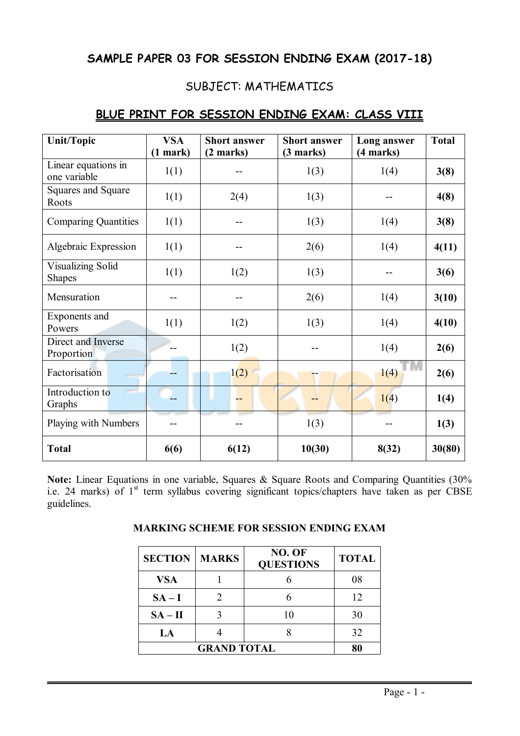## SAMPLE PAPER 03 FOR SESSION ENDING EXAM (2017-18)

### SUBJECT: MATHEMATICS

### BLUE PRINT FOR SESSION ENDING EXAM: CLASS VIII

| Unit/Topic | VSA (1 mark) | Short answer (2 marks) | Short answer (3 marks) | Long answer (4 marks) | Total |
|---|---|---|---|---|---|
| Linear equations in one variable | 1(1) | -- | 1(3) | 1(4) | **3(8)** |
| Squares and Square Roots | 1(1) | 2(4) | 1(3) | -- | **4(8)** |
| Comparing Quantities | 1(1) | -- | 1(3) | 1(4) | **3(8)** |
| Algebraic Expression | 1(1) | -- | 2(6) | 1(4) | **4(11)** |
| Visualizing Solid Shapes | 1(1) | 1(2) | 1(3) | -- | **3(6)** |
| Mensuration | -- | -- | 2(6) | 1(4) | **3(10)** |
| Exponents and Powers | 1(1) | 1(2) | 1(3) | 1(4) | **4(10)** |
| Direct and Inverse Proportion | -- | 1(2) | -- | 1(4) | **2(6)** |
| Factorisation | -- | 1(2) | -- | 1(4) | **2(6)** |
| Introduction to Graphs | -- | -- | -- | 1(4) | **1(4)** |
| Playing with Numbers | -- | -- | 1(3) | -- | **1(3)** |
| **Total** | **6(6)** | **6(12)** | **10(30)** | **8(32)** | **30(80)** |

**Note:** Linear Equations in one variable, Squares & Square Roots and Comparing Quantities (30% i.e. 24 marks) of 1st term syllabus covering significant topics/chapters have taken as per CBSE guidelines.

### MARKING SCHEME FOR SESSION ENDING EXAM

| SECTION | MARKS | NO. OF QUESTIONS | TOTAL |
|---|---|---|---|
| **VSA** | 1 | 6 | 08 |
| **SA – I** | 2 | 6 | 12 |
| **SA – II** | 3 | 10 | 30 |
| **LA** | 4 | 8 | 32 |
| **GRAND TOTAL** | | | **80** |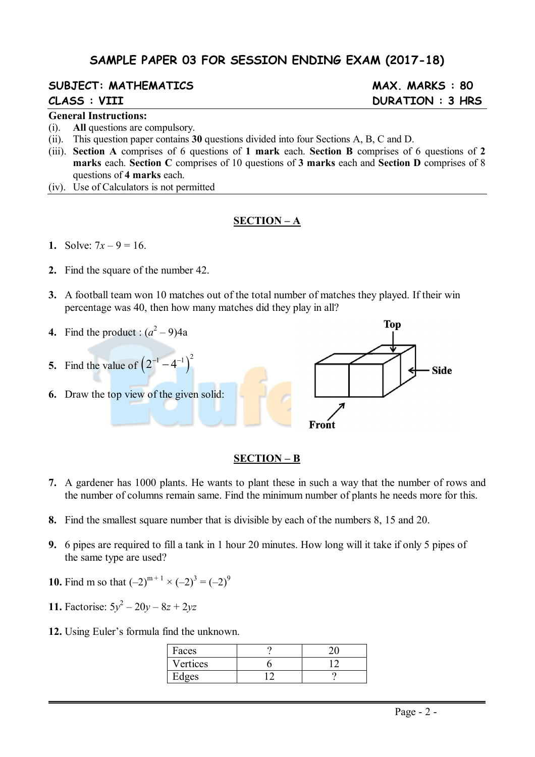# SAMPLE PAPER 03 FOR SESSION ENDING EXAM (2017-18)

**SUBJECT: MATHEMATICS** | **MAX. MARKS : 80**

**CLASS : VIII** | **DURATION : 3 HRS**

**General Instructions:**

(i). **All** questions are compulsory.

(ii). This question paper contains **30** questions divided into four Sections A, B, C and D.

(iii). **Section A** comprises of 6 questions of **1 mark** each. **Section B** comprises of 6 questions of **2 marks** each. **Section C** comprises of 10 questions of **3 marks** each and **Section D** comprises of 8 questions of **4 marks** each.

(iv). Use of Calculators is not permitted

## SECTION – A

**1.** Solve: $7x - 9 = 16$.

**2.** Find the square of the number 42.

**3.** A football team won 10 matches out of the total number of matches they played. If their win percentage was 40, then how many matches did they play in all?

**4.** Find the product : $(a^2 - 9)4a$

**5.** Find the value of $\left(2^{-1} - 4^{-1}\right)^2$

**6.** Draw the top view of the given solid:

Top, Side, Front

## SECTION – B

**7.** A gardener has 1000 plants. He wants to plant these in such a way that the number of rows and the number of columns remain same. Find the minimum number of plants he needs more for this.

**8.** Find the smallest square number that is divisible by each of the numbers 8, 15 and 20.

**9.** 6 pipes are required to fill a tank in 1 hour 20 minutes. How long will it take if only 5 pipes of the same type are used?

**10.** Find m so that $(-2)^{m+1} \times (-2)^3 = (-2)^9$

**11.** Factorise: $5y^2 - 20y - 8z + 2yz$

**12.** Using Euler's formula find the unknown.

| Faces | ? | 20 |
|---|---|---|
| Vertices | 6 | 12 |
| Edges | 12 | ? |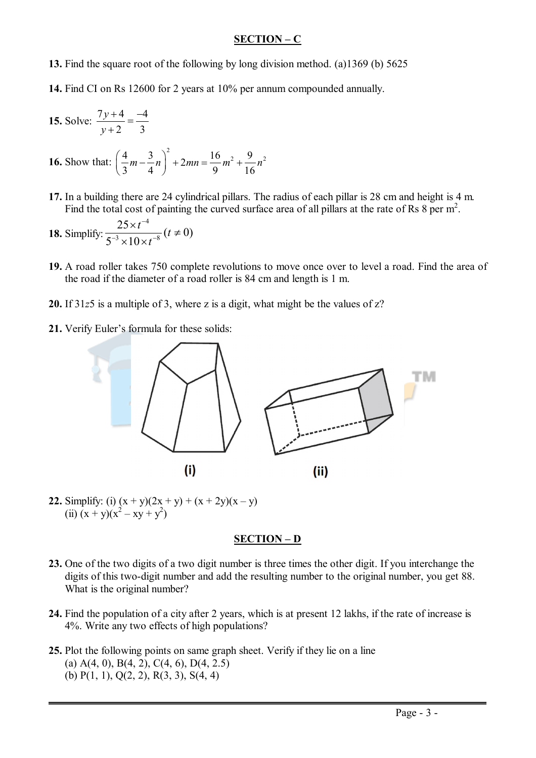## SECTION – C

**13.** Find the square root of the following by long division method. (a)1369 (b) 5625

**14.** Find CI on Rs 12600 for 2 years at 10% per annum compounded annually.

**15.** Solve: $\frac{7y+4}{y+2} = \frac{-4}{3}$

**16.** Show that: $\left(\frac{4}{3}m - \frac{3}{4}n\right)^2 + 2mn = \frac{16}{9}m^2 + \frac{9}{16}n^2$

**17.** In a building there are 24 cylindrical pillars. The radius of each pillar is 28 cm and height is 4 m. Find the total cost of painting the curved surface area of all pillars at the rate of Rs 8 per $m^2$.

**18.** Simplify: $\frac{25 \times t^{-4}}{5^{-3} \times 10 \times t^{-8}} \; (t \neq 0)$

**19.** A road roller takes 750 complete revolutions to move once over to level a road. Find the area of the road if the diameter of a road roller is 84 cm and length is 1 m.

**20.** If 31*z*5 is a multiple of 3, where z is a digit, what might be the values of *z*?

**21.** Verify Euler's formula for these solids:

(i) (ii)

**22.** Simplify: (i) $(x + y)(2x + y) + (x + 2y)(x - y)$
(ii) $(x + y)(x^2 - xy + y^2)$

## SECTION – D

**23.** One of the two digits of a two digit number is three times the other digit. If you interchange the digits of this two-digit number and add the resulting number to the original number, you get 88. What is the original number?

**24.** Find the population of a city after 2 years, which is at present 12 lakhs, if the rate of increase is 4%. Write any two effects of high populations?

**25.** Plot the following points on same graph sheet. Verify if they lie on a line
(a) A(4, 0), B(4, 2), C(4, 6), D(4, 2.5)
(b) P(1, 1), Q(2, 2), R(3, 3), S(4, 4)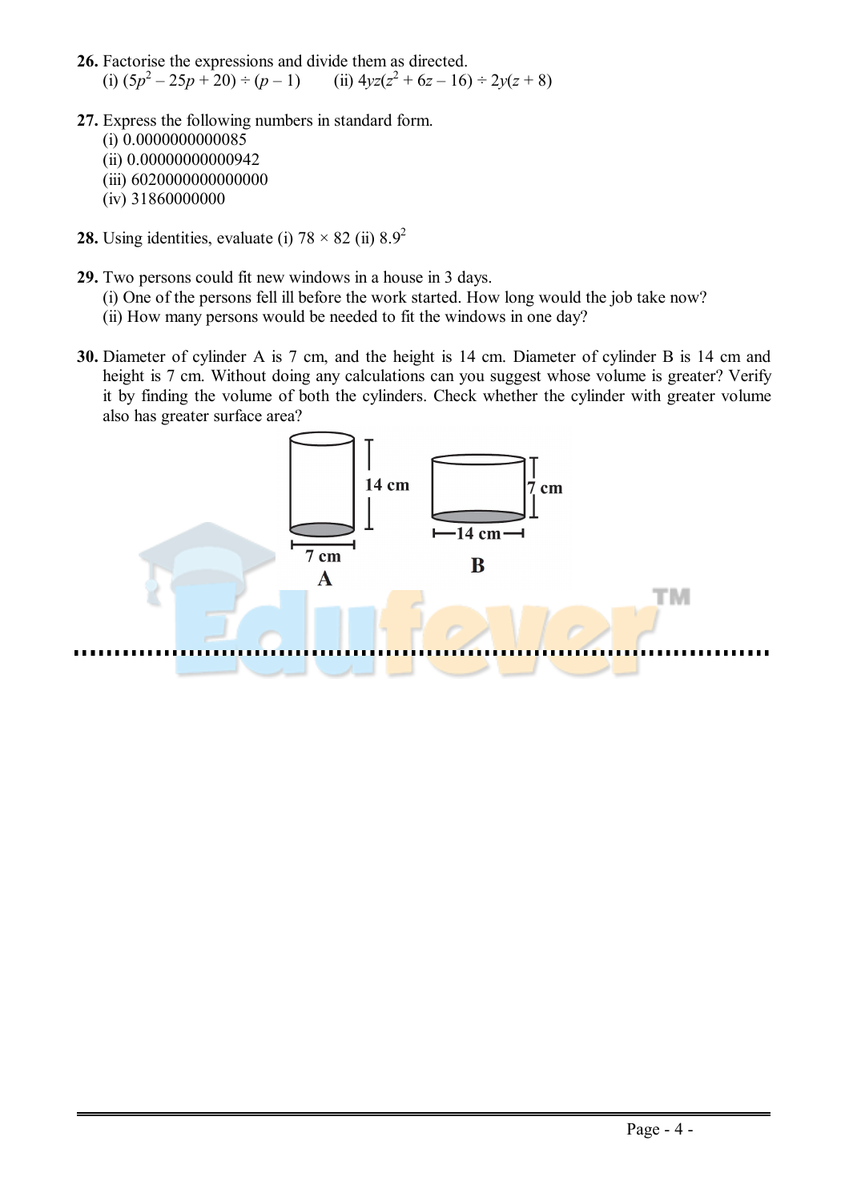**26.** Factorise the expressions and divide them as directed.

(i) $(5p^2 - 25p + 20) \div (p - 1)$  (ii) $4yz(z^2 + 6z - 16) \div 2y(z + 8)$

**27.** Express the following numbers in standard form.

(i) 0.0000000000085

(ii) 0.00000000000942

(iii) 6020000000000000

(iv) 31860000000

**28.** Using identities, evaluate (i) $78 \times 82$ (ii) $8.9^2$

**29.** Two persons could fit new windows in a house in 3 days.

(i) One of the persons fell ill before the work started. How long would the job take now?

(ii) How many persons would be needed to fit the windows in one day?

**30.** Diameter of cylinder A is 7 cm, and the height is 14 cm. Diameter of cylinder B is 14 cm and height is 7 cm. Without doing any calculations can you suggest whose volume is greater? Verify it by finding the volume of both the cylinders. Check whether the cylinder with greater volume also has greater surface area?

14 cm

7 cm

A

7 cm

14 cm

B